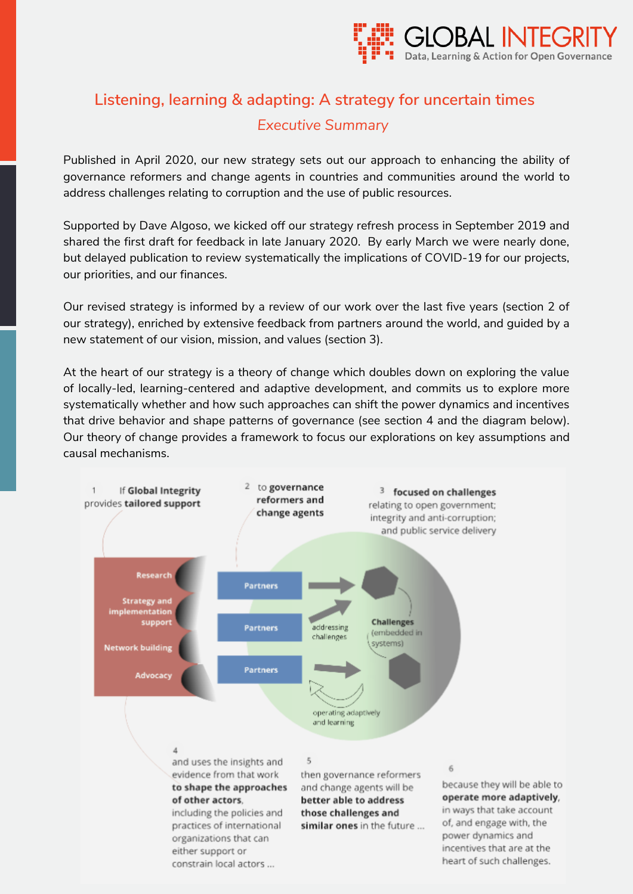# Listening, learning & adapting: A strategy for uncertain times

## *Executive Summary*

Published in April 2020, our new strategy sets out our approach to enhancing the ability of governance reformers and change agents in countries and communities around the world to address challenges relating to corruption and the use of public resources.

Supported by Dave Algoso, we kicked off our strategy refresh process in September 2019 and shared the first draft for feedback in late January 2020. By early March we were nearly done, but delayed publication to review systematically the implications of COVID-19 for our projects, our priorities, and our finances.

Our revised strategy is informed by a review of our work over the last five years (section 2 of our strategy), enriched by extensive feedback from partners around the world, and guided by a new statement of our vision, mission, and values (section 3).

At the heart of our strategy is a theory of change which doubles down on exploring the value of locally-led, learning-centered and adaptive development, and commits us to explore more systematically whether and how such approaches can shift the power dynamics and incentives that drive behavior and shape patterns of governance (see section 4 and the diagram below). Our theory of change provides a framework to focus our explorations on key assumptions and causal mechanisms.

1 If **Global Integrity** provides **tailored support**

2 to **governance reformers and change agents**

3 **focused on challenges** relating to open government; integrity and anti-corruption; and public service delivery

Research | Strategy and implementation support | Network building | Advocacy

Partners | Partners | Partners

addressing challenges

Challenges (embedded in systems)

operating adaptively and learning

4 and uses the insights and evidence from that work **to shape the approaches of other actors**, including the policies and practices of international organizations that can either support or constrain local actors ...

5 then governance reformers and change agents will be **better able to address those challenges and similar ones** in the future ...

6 because they will be able to **operate more adaptively**, in ways that take account of, and engage with, the power dynamics and incentives that are at the heart of such challenges.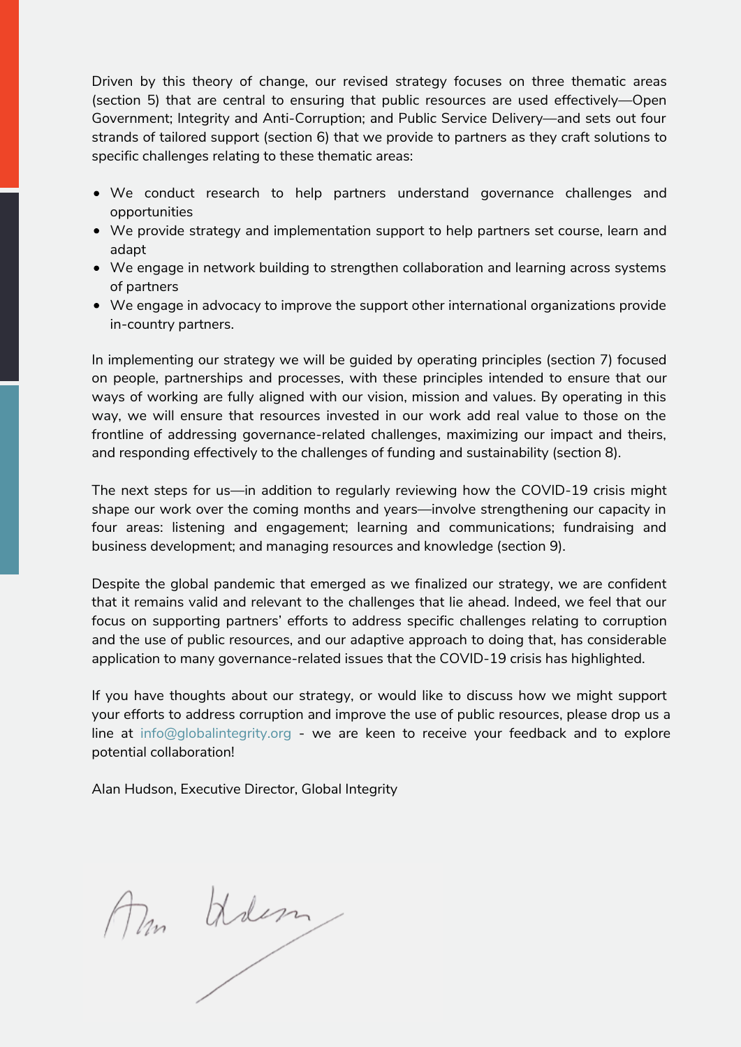Driven by this theory of change, our revised strategy focuses on three thematic areas (section 5) that are central to ensuring that public resources are used effectively—Open Government; Integrity and Anti-Corruption; and Public Service Delivery—and sets out four strands of tailored support (section 6) that we provide to partners as they craft solutions to specific challenges relating to these thematic areas:

- We conduct research to help partners understand governance challenges and opportunities
- We provide strategy and implementation support to help partners set course, learn and adapt
- We engage in network building to strengthen collaboration and learning across systems of partners
- We engage in advocacy to improve the support other international organizations provide in-country partners.

In implementing our strategy we will be guided by operating principles (section 7) focused on people, partnerships and processes, with these principles intended to ensure that our ways of working are fully aligned with our vision, mission and values. By operating in this way, we will ensure that resources invested in our work add real value to those on the frontline of addressing governance-related challenges, maximizing our impact and theirs, and responding effectively to the challenges of funding and sustainability (section 8).

The next steps for us—in addition to regularly reviewing how the COVID-19 crisis might shape our work over the coming months and years—involve strengthening our capacity in four areas: listening and engagement; learning and communications; fundraising and business development; and managing resources and knowledge (section 9).

Despite the global pandemic that emerged as we finalized our strategy, we are confident that it remains valid and relevant to the challenges that lie ahead. Indeed, we feel that our focus on supporting partners' efforts to address specific challenges relating to corruption and the use of public resources, and our adaptive approach to doing that, has considerable application to many governance-related issues that the COVID-19 crisis has highlighted.

If you have thoughts about our strategy, or would like to discuss how we might support your efforts to address corruption and improve the use of public resources, please drop us a line at info@globalintegrity.org - we are keen to receive your feedback and to explore potential collaboration!

Alan Hudson, Executive Director, Global Integrity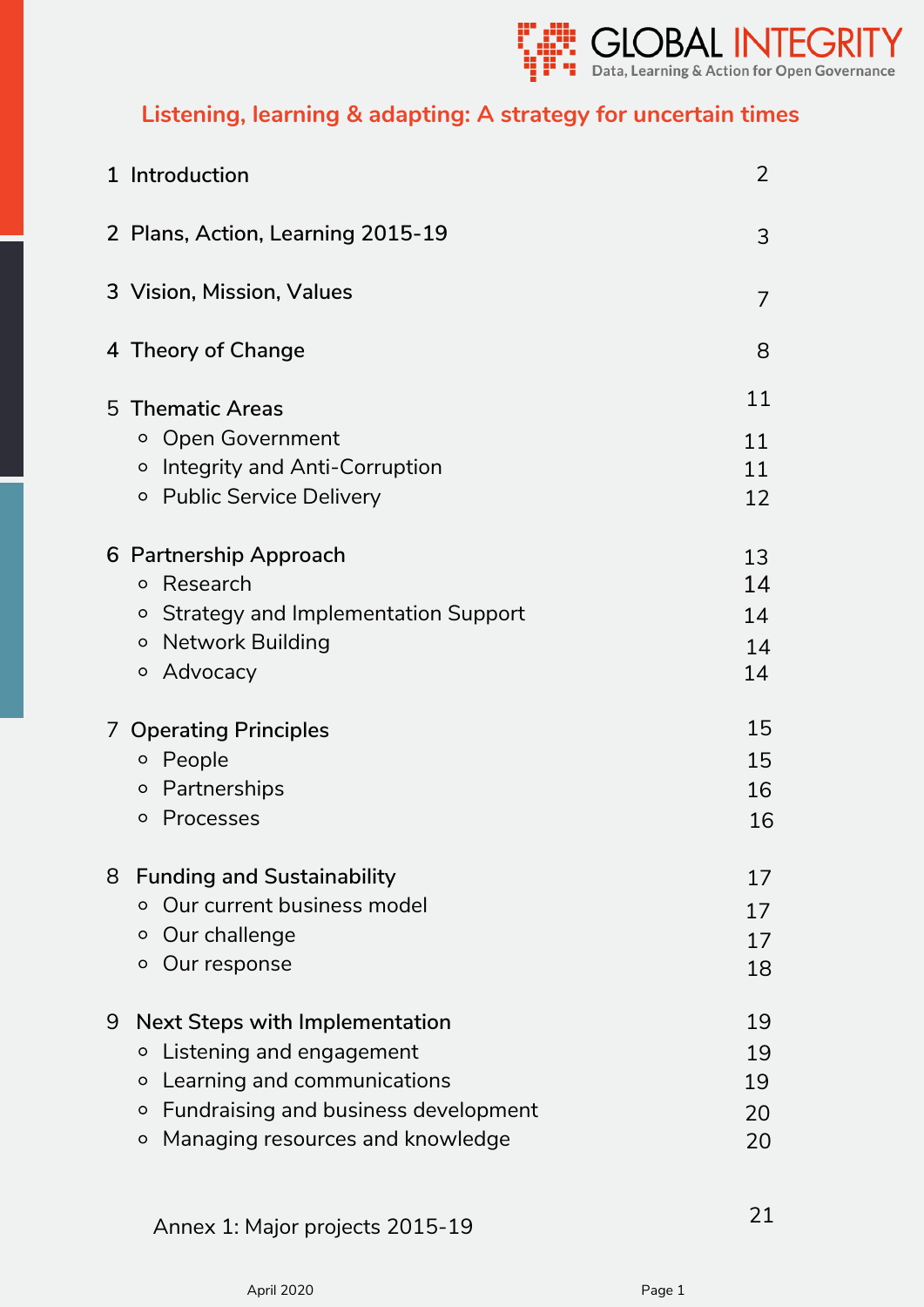GLOBAL INTEGRITY
Data, Learning & Action for Open Governance

# Listening, learning & adapting: A strategy for uncertain times

| | |
|---|---|
| 1 Introduction | 2 |
| 2 Plans, Action, Learning 2015-19 | 3 |
| 3 Vision, Mission, Values | 7 |
| 4 Theory of Change | 8 |
| 5 Thematic Areas | 11 |
| ○ Open Government | 11 |
| ○ Integrity and Anti-Corruption | 11 |
| ○ Public Service Delivery | 12 |
| 6 Partnership Approach | 13 |
| ○ Research | 14 |
| ○ Strategy and Implementation Support | 14 |
| ○ Network Building | 14 |
| ○ Advocacy | 14 |
| 7 Operating Principles | 15 |
| ○ People | 15 |
| ○ Partnerships | 16 |
| ○ Processes | 16 |
| 8 Funding and Sustainability | 17 |
| ○ Our current business model | 17 |
| ○ Our challenge | 17 |
| ○ Our response | 18 |
| 9 Next Steps with Implementation | 19 |
| ○ Listening and engagement | 19 |
| ○ Learning and communications | 19 |
| ○ Fundraising and business development | 20 |
| ○ Managing resources and knowledge | 20 |
| Annex 1: Major projects 2015-19 | 21 |

April 2020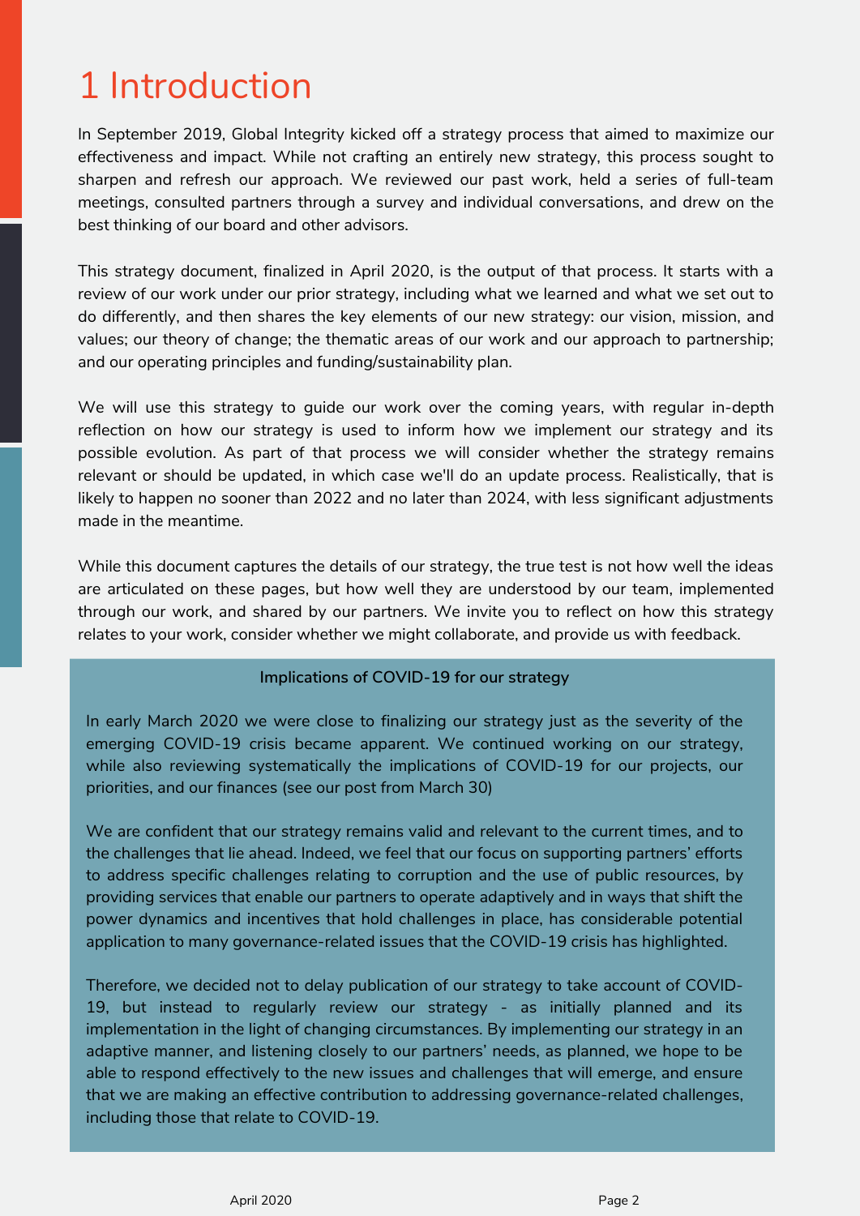# 1 Introduction

In September 2019, Global Integrity kicked off a strategy process that aimed to maximize our effectiveness and impact. While not crafting an entirely new strategy, this process sought to sharpen and refresh our approach. We reviewed our past work, held a series of full-team meetings, consulted partners through a survey and individual conversations, and drew on the best thinking of our board and other advisors.

This strategy document, finalized in April 2020, is the output of that process. It starts with a review of our work under our prior strategy, including what we learned and what we set out to do differently, and then shares the key elements of our new strategy: our vision, mission, and values; our theory of change; the thematic areas of our work and our approach to partnership; and our operating principles and funding/sustainability plan.

We will use this strategy to guide our work over the coming years, with regular in-depth reflection on how our strategy is used to inform how we implement our strategy and its possible evolution. As part of that process we will consider whether the strategy remains relevant or should be updated, in which case we'll do an update process. Realistically, that is likely to happen no sooner than 2022 and no later than 2024, with less significant adjustments made in the meantime.

While this document captures the details of our strategy, the true test is not how well the ideas are articulated on these pages, but how well they are understood by our team, implemented through our work, and shared by our partners. We invite you to reflect on how this strategy relates to your work, consider whether we might collaborate, and provide us with feedback.

**Implications of COVID-19 for our strategy**

In early March 2020 we were close to finalizing our strategy just as the severity of the emerging COVID-19 crisis became apparent. We continued working on our strategy, while also reviewing systematically the implications of COVID-19 for our projects, our priorities, and our finances (see our post from March 30)

We are confident that our strategy remains valid and relevant to the current times, and to the challenges that lie ahead. Indeed, we feel that our focus on supporting partners' efforts to address specific challenges relating to corruption and the use of public resources, by providing services that enable our partners to operate adaptively and in ways that shift the power dynamics and incentives that hold challenges in place, has considerable potential application to many governance-related issues that the COVID-19 crisis has highlighted.

Therefore, we decided not to delay publication of our strategy to take account of COVID-19, but instead to regularly review our strategy - as initially planned and its implementation in the light of changing circumstances. By implementing our strategy in an adaptive manner, and listening closely to our partners' needs, as planned, we hope to be able to respond effectively to the new issues and challenges that will emerge, and ensure that we are making an effective contribution to addressing governance-related challenges, including those that relate to COVID-19.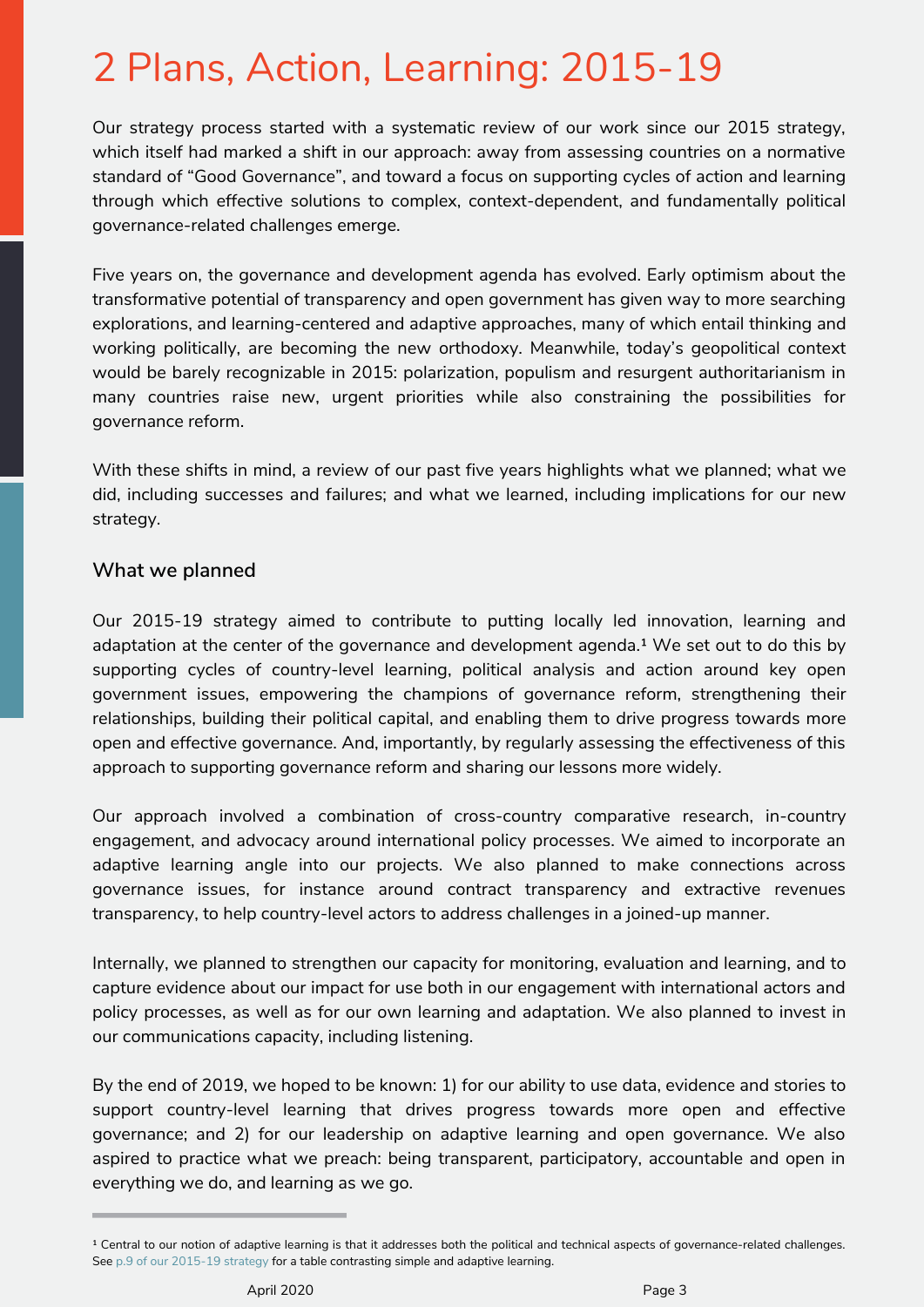# 2 Plans, Action, Learning: 2015-19

Our strategy process started with a systematic review of our work since our 2015 strategy, which itself had marked a shift in our approach: away from assessing countries on a normative standard of "Good Governance", and toward a focus on supporting cycles of action and learning through which effective solutions to complex, context-dependent, and fundamentally political governance-related challenges emerge.

Five years on, the governance and development agenda has evolved. Early optimism about the transformative potential of transparency and open government has given way to more searching explorations, and learning-centered and adaptive approaches, many of which entail thinking and working politically, are becoming the new orthodoxy. Meanwhile, today's geopolitical context would be barely recognizable in 2015: polarization, populism and resurgent authoritarianism in many countries raise new, urgent priorities while also constraining the possibilities for governance reform.

With these shifts in mind, a review of our past five years highlights what we planned; what we did, including successes and failures; and what we learned, including implications for our new strategy.

### What we planned

Our 2015-19 strategy aimed to contribute to putting locally led innovation, learning and adaptation at the center of the governance and development agenda.[1] We set out to do this by supporting cycles of country-level learning, political analysis and action around key open government issues, empowering the champions of governance reform, strengthening their relationships, building their political capital, and enabling them to drive progress towards more open and effective governance. And, importantly, by regularly assessing the effectiveness of this approach to supporting governance reform and sharing our lessons more widely.

Our approach involved a combination of cross-country comparative research, in-country engagement, and advocacy around international policy processes. We aimed to incorporate an adaptive learning angle into our projects. We also planned to make connections across governance issues, for instance around contract transparency and extractive revenues transparency, to help country-level actors to address challenges in a joined-up manner.

Internally, we planned to strengthen our capacity for monitoring, evaluation and learning, and to capture evidence about our impact for use both in our engagement with international actors and policy processes, as well as for our own learning and adaptation. We also planned to invest in our communications capacity, including listening.

By the end of 2019, we hoped to be known: 1) for our ability to use data, evidence and stories to support country-level learning that drives progress towards more open and effective governance; and 2) for our leadership on adaptive learning and open governance. We also aspired to practice what we preach: being transparent, participatory, accountable and open in everything we do, and learning as we go.

---

[1] Central to our notion of adaptive learning is that it addresses both the political and technical aspects of governance-related challenges. See p.9 of our 2015-19 strategy for a table contrasting simple and adaptive learning.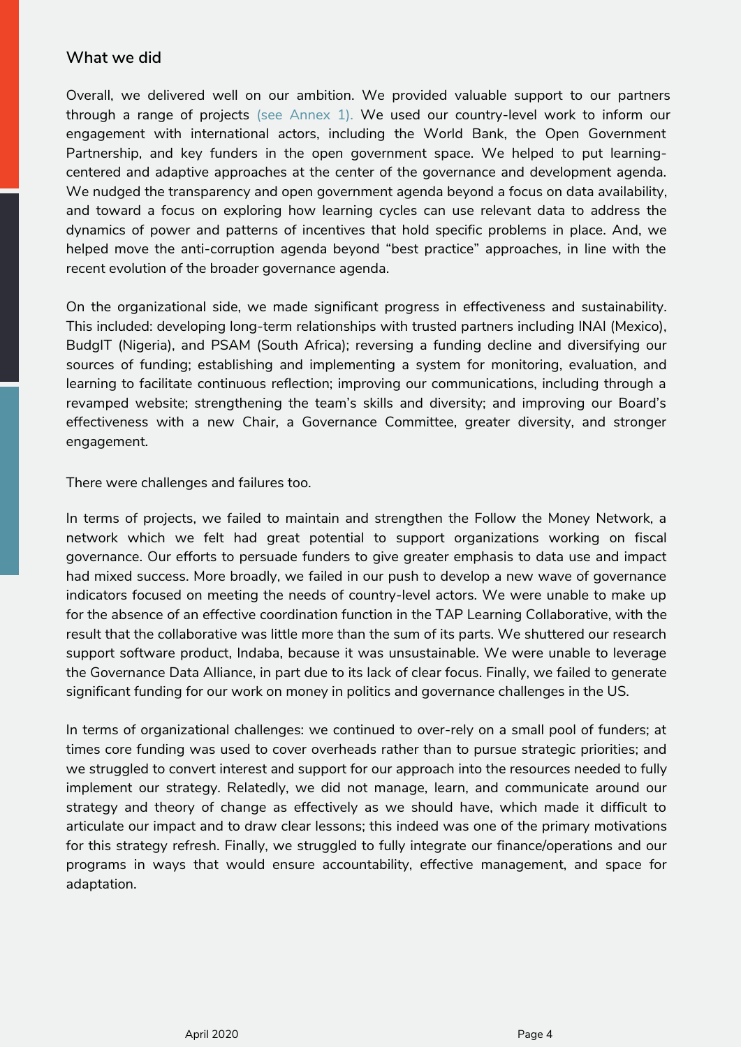## What we did

Overall, we delivered well on our ambition. We provided valuable support to our partners through a range of projects (see Annex 1). We used our country-level work to inform our engagement with international actors, including the World Bank, the Open Government Partnership, and key funders in the open government space. We helped to put learning-centered and adaptive approaches at the center of the governance and development agenda. We nudged the transparency and open government agenda beyond a focus on data availability, and toward a focus on exploring how learning cycles can use relevant data to address the dynamics of power and patterns of incentives that hold specific problems in place. And, we helped move the anti-corruption agenda beyond "best practice" approaches, in line with the recent evolution of the broader governance agenda.

On the organizational side, we made significant progress in effectiveness and sustainability. This included: developing long-term relationships with trusted partners including INAI (Mexico), BudgIT (Nigeria), and PSAM (South Africa); reversing a funding decline and diversifying our sources of funding; establishing and implementing a system for monitoring, evaluation, and learning to facilitate continuous reflection; improving our communications, including through a revamped website; strengthening the team's skills and diversity; and improving our Board's effectiveness with a new Chair, a Governance Committee, greater diversity, and stronger engagement.

There were challenges and failures too.

In terms of projects, we failed to maintain and strengthen the Follow the Money Network, a network which we felt had great potential to support organizations working on fiscal governance. Our efforts to persuade funders to give greater emphasis to data use and impact had mixed success. More broadly, we failed in our push to develop a new wave of governance indicators focused on meeting the needs of country-level actors. We were unable to make up for the absence of an effective coordination function in the TAP Learning Collaborative, with the result that the collaborative was little more than the sum of its parts. We shuttered our research support software product, Indaba, because it was unsustainable. We were unable to leverage the Governance Data Alliance, in part due to its lack of clear focus. Finally, we failed to generate significant funding for our work on money in politics and governance challenges in the US.

In terms of organizational challenges: we continued to over-rely on a small pool of funders; at times core funding was used to cover overheads rather than to pursue strategic priorities; and we struggled to convert interest and support for our approach into the resources needed to fully implement our strategy. Relatedly, we did not manage, learn, and communicate around our strategy and theory of change as effectively as we should have, which made it difficult to articulate our impact and to draw clear lessons; this indeed was one of the primary motivations for this strategy refresh. Finally, we struggled to fully integrate our finance/operations and our programs in ways that would ensure accountability, effective management, and space for adaptation.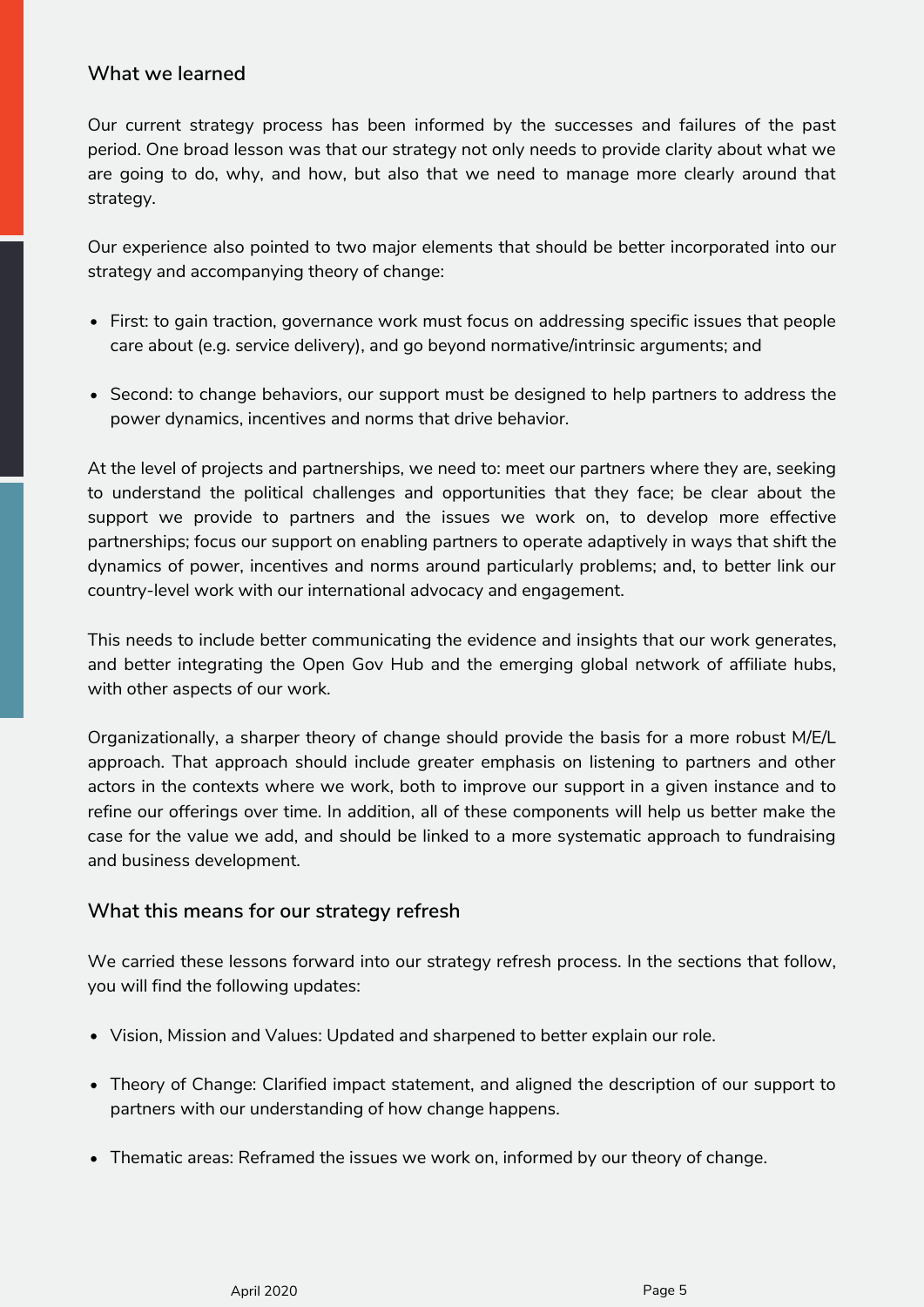## What we learned

Our current strategy process has been informed by the successes and failures of the past period. One broad lesson was that our strategy not only needs to provide clarity about what we are going to do, why, and how, but also that we need to manage more clearly around that strategy.

Our experience also pointed to two major elements that should be better incorporated into our strategy and accompanying theory of change:

- First: to gain traction, governance work must focus on addressing specific issues that people care about (e.g. service delivery), and go beyond normative/intrinsic arguments; and
- Second: to change behaviors, our support must be designed to help partners to address the power dynamics, incentives and norms that drive behavior.

At the level of projects and partnerships, we need to: meet our partners where they are, seeking to understand the political challenges and opportunities that they face; be clear about the support we provide to partners and the issues we work on, to develop more effective partnerships; focus our support on enabling partners to operate adaptively in ways that shift the dynamics of power, incentives and norms around particularly problems; and, to better link our country-level work with our international advocacy and engagement.

This needs to include better communicating the evidence and insights that our work generates, and better integrating the Open Gov Hub and the emerging global network of affiliate hubs, with other aspects of our work.

Organizationally, a sharper theory of change should provide the basis for a more robust M/E/L approach. That approach should include greater emphasis on listening to partners and other actors in the contexts where we work, both to improve our support in a given instance and to refine our offerings over time. In addition, all of these components will help us better make the case for the value we add, and should be linked to a more systematic approach to fundraising and business development.

## What this means for our strategy refresh

We carried these lessons forward into our strategy refresh process. In the sections that follow, you will find the following updates:

- Vision, Mission and Values: Updated and sharpened to better explain our role.
- Theory of Change: Clarified impact statement, and aligned the description of our support to partners with our understanding of how change happens.
- Thematic areas: Reframed the issues we work on, informed by our theory of change.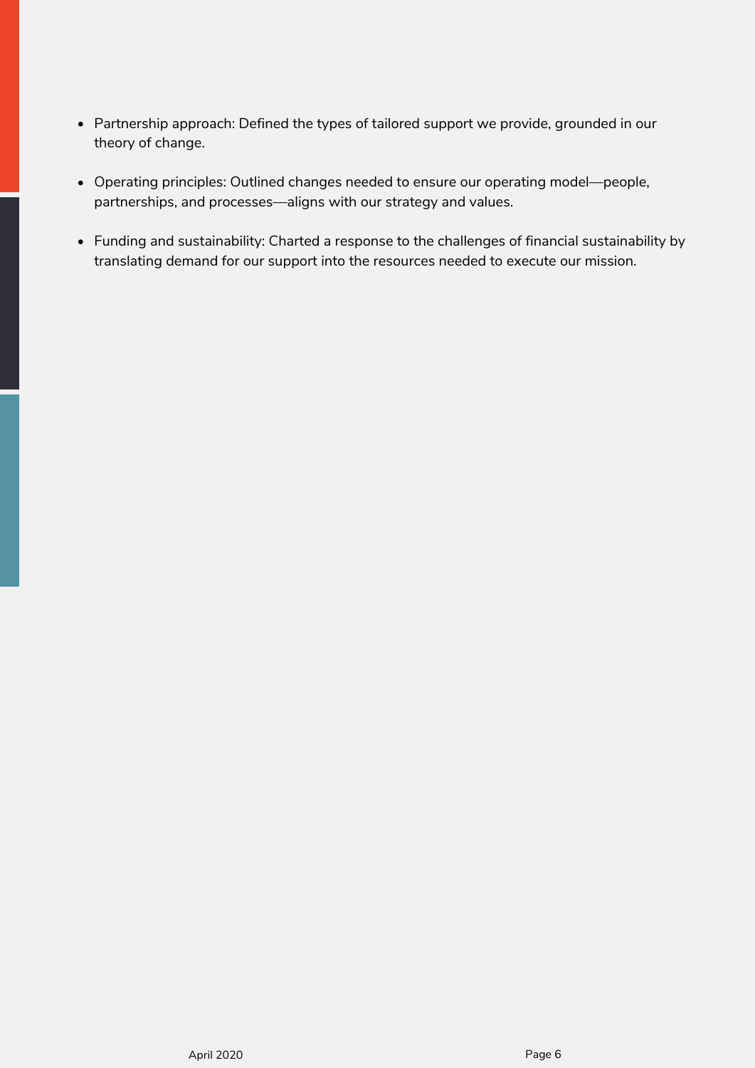- Partnership approach: Defined the types of tailored support we provide, grounded in our theory of change.
- Operating principles: Outlined changes needed to ensure our operating model—people, partnerships, and processes—aligns with our strategy and values.
- Funding and sustainability: Charted a response to the challenges of financial sustainability by translating demand for our support into the resources needed to execute our mission.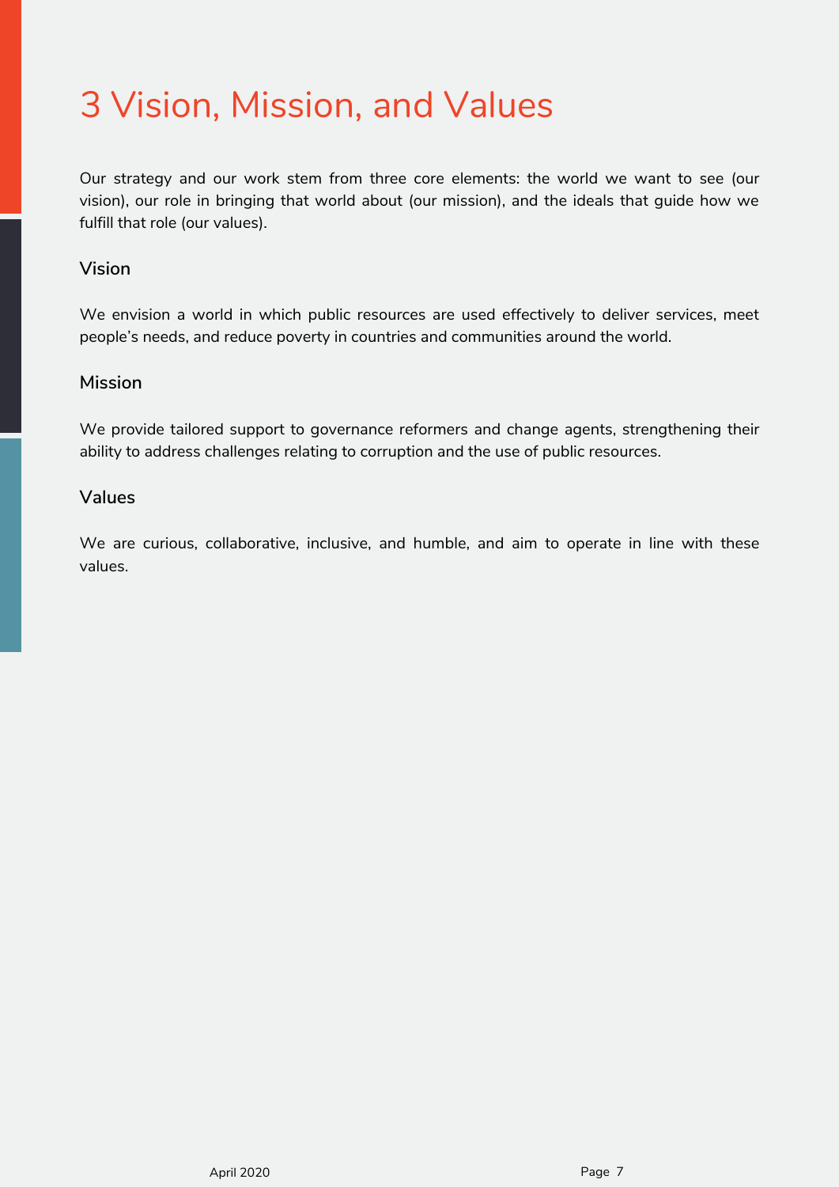# 3 Vision, Mission, and Values

Our strategy and our work stem from three core elements: the world we want to see (our vision), our role in bringing that world about (our mission), and the ideals that guide how we fulfill that role (our values).

### Vision

We envision a world in which public resources are used effectively to deliver services, meet people's needs, and reduce poverty in countries and communities around the world.

### Mission

We provide tailored support to governance reformers and change agents, strengthening their ability to address challenges relating to corruption and the use of public resources.

### Values

We are curious, collaborative, inclusive, and humble, and aim to operate in line with these values.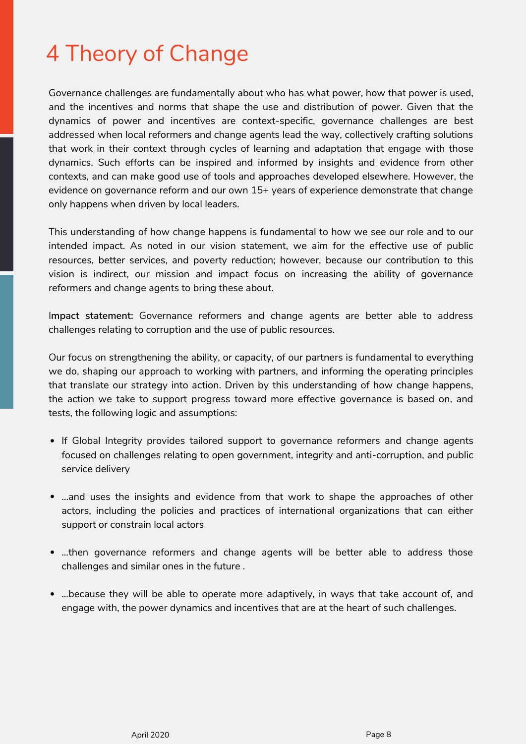# 4 Theory of Change

Governance challenges are fundamentally about who has what power, how that power is used, and the incentives and norms that shape the use and distribution of power. Given that the dynamics of power and incentives are context-specific, governance challenges are best addressed when local reformers and change agents lead the way, collectively crafting solutions that work in their context through cycles of learning and adaptation that engage with those dynamics. Such efforts can be inspired and informed by insights and evidence from other contexts, and can make good use of tools and approaches developed elsewhere. However, the evidence on governance reform and our own 15+ years of experience demonstrate that change only happens when driven by local leaders.

This understanding of how change happens is fundamental to how we see our role and to our intended impact. As noted in our vision statement, we aim for the effective use of public resources, better services, and poverty reduction; however, because our contribution to this vision is indirect, our mission and impact focus on increasing the ability of governance reformers and change agents to bring these about.

**Impact statement:** Governance reformers and change agents are better able to address challenges relating to corruption and the use of public resources.

Our focus on strengthening the ability, or capacity, of our partners is fundamental to everything we do, shaping our approach to working with partners, and informing the operating principles that translate our strategy into action. Driven by this understanding of how change happens, the action we take to support progress toward more effective governance is based on, and tests, the following logic and assumptions:

- If Global Integrity provides tailored support to governance reformers and change agents focused on challenges relating to open government, integrity and anti-corruption, and public service delivery
- ...and uses the insights and evidence from that work to shape the approaches of other actors, including the policies and practices of international organizations that can either support or constrain local actors
- ...then governance reformers and change agents will be better able to address those challenges and similar ones in the future .
- ...because they will be able to operate more adaptively, in ways that take account of, and engage with, the power dynamics and incentives that are at the heart of such challenges.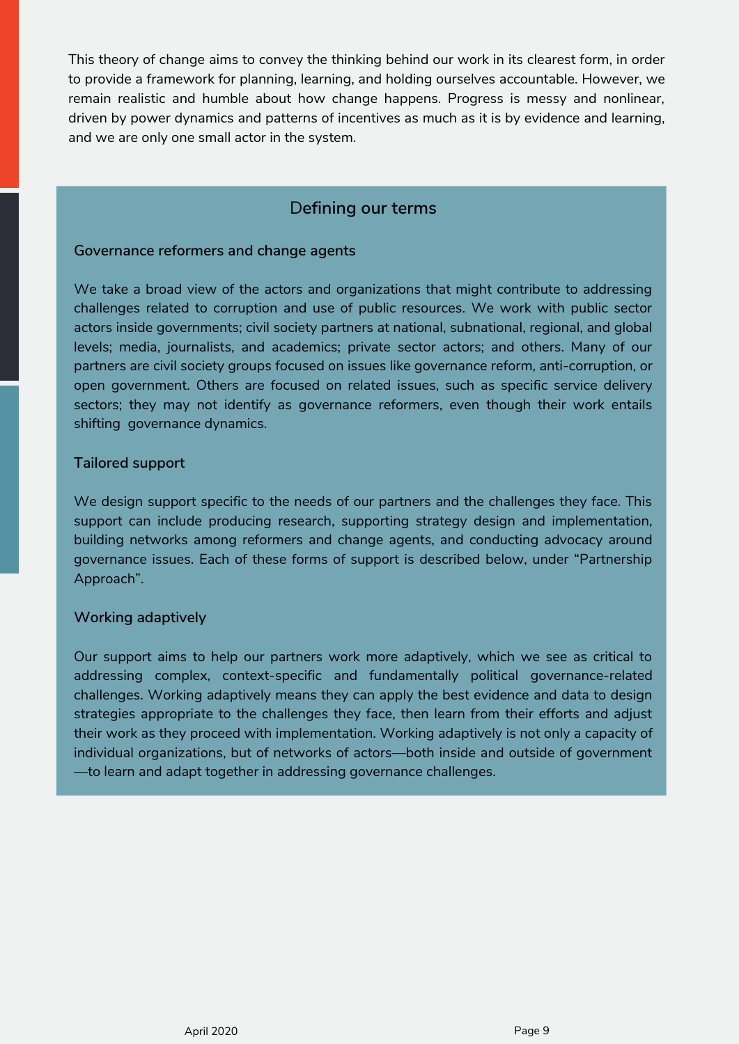This theory of change aims to convey the thinking behind our work in its clearest form, in order to provide a framework for planning, learning, and holding ourselves accountable. However, we remain realistic and humble about how change happens. Progress is messy and nonlinear, driven by power dynamics and patterns of incentives as much as it is by evidence and learning, and we are only one small actor in the system.

## Defining our terms

**Governance reformers and change agents**

We take a broad view of the actors and organizations that might contribute to addressing challenges related to corruption and use of public resources. We work with public sector actors inside governments; civil society partners at national, subnational, regional, and global levels; media, journalists, and academics; private sector actors; and others. Many of our partners are civil society groups focused on issues like governance reform, anti-corruption, or open government. Others are focused on related issues, such as specific service delivery sectors; they may not identify as governance reformers, even though their work entails shifting governance dynamics.

**Tailored support**

We design support specific to the needs of our partners and the challenges they face. This support can include producing research, supporting strategy design and implementation, building networks among reformers and change agents, and conducting advocacy around governance issues. Each of these forms of support is described below, under "Partnership Approach".

**Working adaptively**

Our support aims to help our partners work more adaptively, which we see as critical to addressing complex, context-specific and fundamentally political governance-related challenges. Working adaptively means they can apply the best evidence and data to design strategies appropriate to the challenges they face, then learn from their efforts and adjust their work as they proceed with implementation. Working adaptively is not only a capacity of individual organizations, but of networks of actors—both inside and outside of government—to learn and adapt together in addressing governance challenges.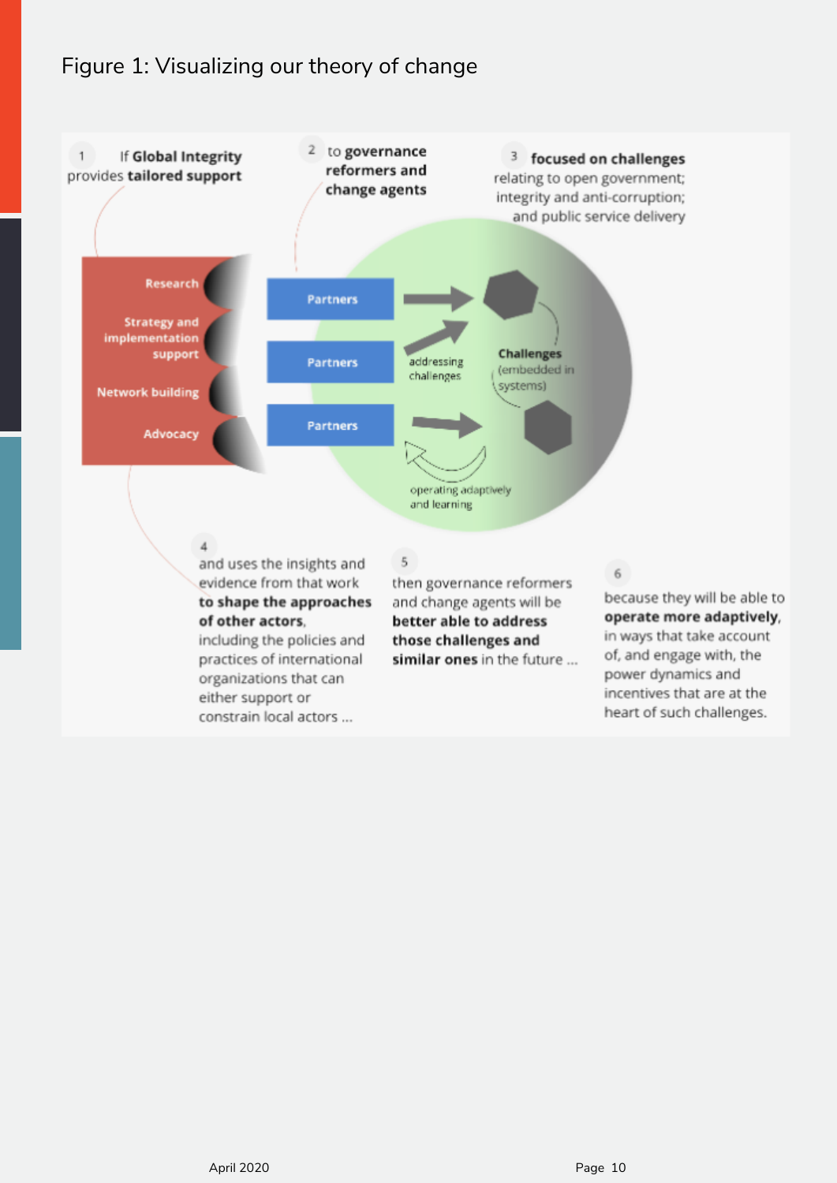Figure 1: Visualizing our theory of change

1 If **Global Integrity** provides **tailored support**

2 to **governance reformers and change agents**

3 **focused on challenges** relating to open government; integrity and anti-corruption; and public service delivery

Research

Strategy and implementation support

Network building

Advocacy

Partners

Partners

Partners

addressing challenges

Challenges (embedded in systems)

operating adaptively and learning

4 and uses the insights and evidence from that work **to shape the approaches of other actors**, including the policies and practices of international organizations that can either support or constrain local actors ...

5 then governance reformers and change agents will be **better able to address those challenges and similar ones** in the future ...

6 because they will be able to **operate more adaptively**, in ways that take account of, and engage with, the power dynamics and incentives that are at the heart of such challenges.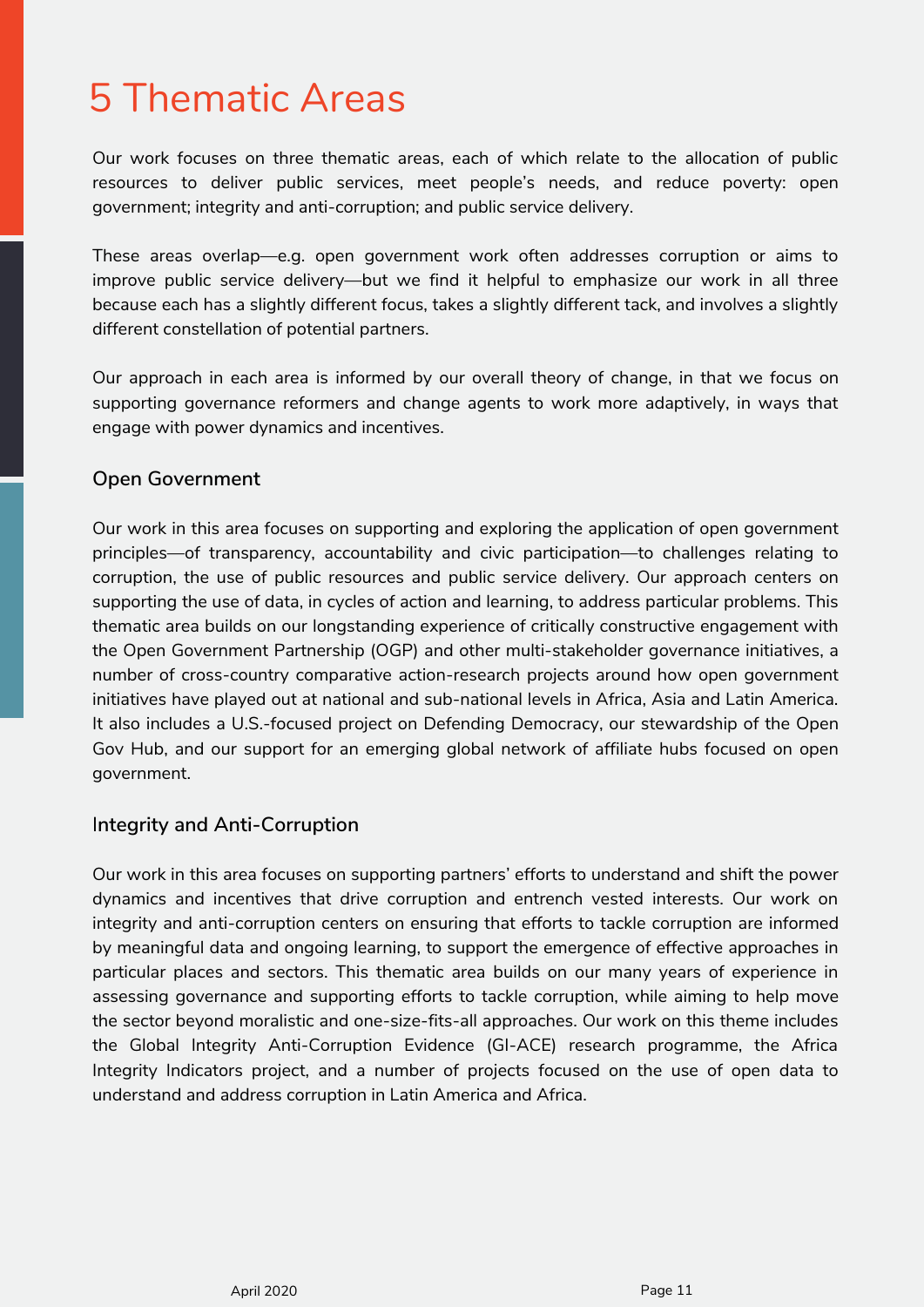# 5 Thematic Areas

Our work focuses on three thematic areas, each of which relate to the allocation of public resources to deliver public services, meet people's needs, and reduce poverty: open government; integrity and anti-corruption; and public service delivery.

These areas overlap—e.g. open government work often addresses corruption or aims to improve public service delivery—but we find it helpful to emphasize our work in all three because each has a slightly different focus, takes a slightly different tack, and involves a slightly different constellation of potential partners.

Our approach in each area is informed by our overall theory of change, in that we focus on supporting governance reformers and change agents to work more adaptively, in ways that engage with power dynamics and incentives.

### Open Government

Our work in this area focuses on supporting and exploring the application of open government principles—of transparency, accountability and civic participation—to challenges relating to corruption, the use of public resources and public service delivery. Our approach centers on supporting the use of data, in cycles of action and learning, to address particular problems. This thematic area builds on our longstanding experience of critically constructive engagement with the Open Government Partnership (OGP) and other multi-stakeholder governance initiatives, a number of cross-country comparative action-research projects around how open government initiatives have played out at national and sub-national levels in Africa, Asia and Latin America. It also includes a U.S.-focused project on Defending Democracy, our stewardship of the Open Gov Hub, and our support for an emerging global network of affiliate hubs focused on open government.

### Integrity and Anti-Corruption

Our work in this area focuses on supporting partners' efforts to understand and shift the power dynamics and incentives that drive corruption and entrench vested interests. Our work on integrity and anti-corruption centers on ensuring that efforts to tackle corruption are informed by meaningful data and ongoing learning, to support the emergence of effective approaches in particular places and sectors. This thematic area builds on our many years of experience in assessing governance and supporting efforts to tackle corruption, while aiming to help move the sector beyond moralistic and one-size-fits-all approaches. Our work on this theme includes the Global Integrity Anti-Corruption Evidence (GI-ACE) research programme, the Africa Integrity Indicators project, and a number of projects focused on the use of open data to understand and address corruption in Latin America and Africa.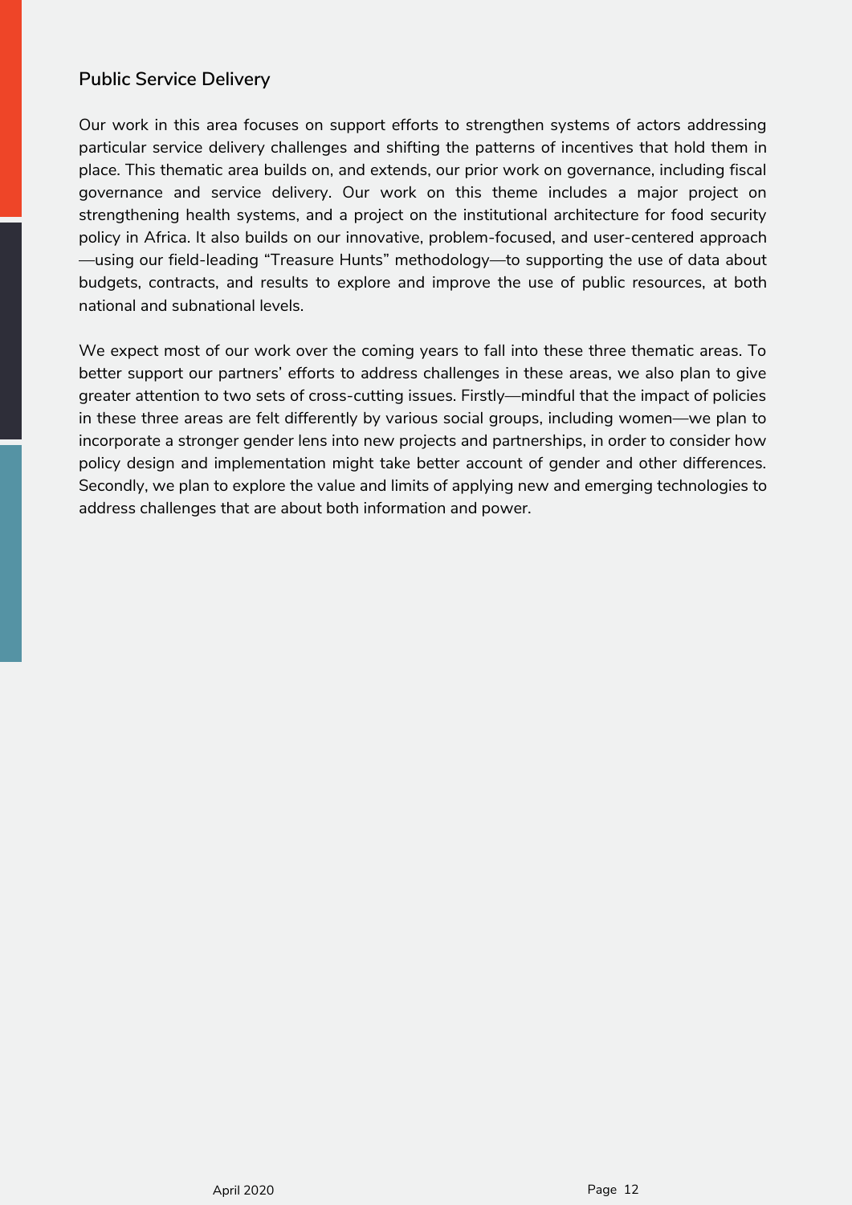### Public Service Delivery

Our work in this area focuses on support efforts to strengthen systems of actors addressing particular service delivery challenges and shifting the patterns of incentives that hold them in place. This thematic area builds on, and extends, our prior work on governance, including fiscal governance and service delivery. Our work on this theme includes a major project on strengthening health systems, and a project on the institutional architecture for food security policy in Africa. It also builds on our innovative, problem-focused, and user-centered approach—using our field-leading “Treasure Hunts” methodology—to supporting the use of data about budgets, contracts, and results to explore and improve the use of public resources, at both national and subnational levels.

We expect most of our work over the coming years to fall into these three thematic areas. To better support our partners’ efforts to address challenges in these areas, we also plan to give greater attention to two sets of cross-cutting issues. Firstly—mindful that the impact of policies in these three areas are felt differently by various social groups, including women—we plan to incorporate a stronger gender lens into new projects and partnerships, in order to consider how policy design and implementation might take better account of gender and other differences. Secondly, we plan to explore the value and limits of applying new and emerging technologies to address challenges that are about both information and power.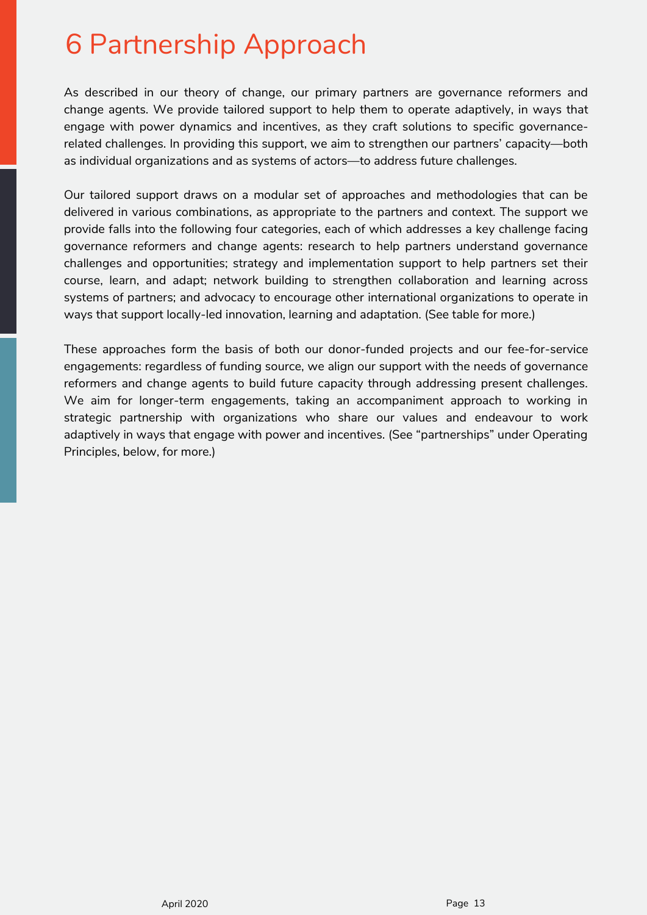# 6 Partnership Approach

As described in our theory of change, our primary partners are governance reformers and change agents. We provide tailored support to help them to operate adaptively, in ways that engage with power dynamics and incentives, as they craft solutions to specific governance-related challenges. In providing this support, we aim to strengthen our partners' capacity—both as individual organizations and as systems of actors—to address future challenges.

Our tailored support draws on a modular set of approaches and methodologies that can be delivered in various combinations, as appropriate to the partners and context. The support we provide falls into the following four categories, each of which addresses a key challenge facing governance reformers and change agents: research to help partners understand governance challenges and opportunities; strategy and implementation support to help partners set their course, learn, and adapt; network building to strengthen collaboration and learning across systems of partners; and advocacy to encourage other international organizations to operate in ways that support locally-led innovation, learning and adaptation. (See table for more.)

These approaches form the basis of both our donor-funded projects and our fee-for-service engagements: regardless of funding source, we align our support with the needs of governance reformers and change agents to build future capacity through addressing present challenges. We aim for longer-term engagements, taking an accompaniment approach to working in strategic partnership with organizations who share our values and endeavour to work adaptively in ways that engage with power and incentives. (See "partnerships" under Operating Principles, below, for more.)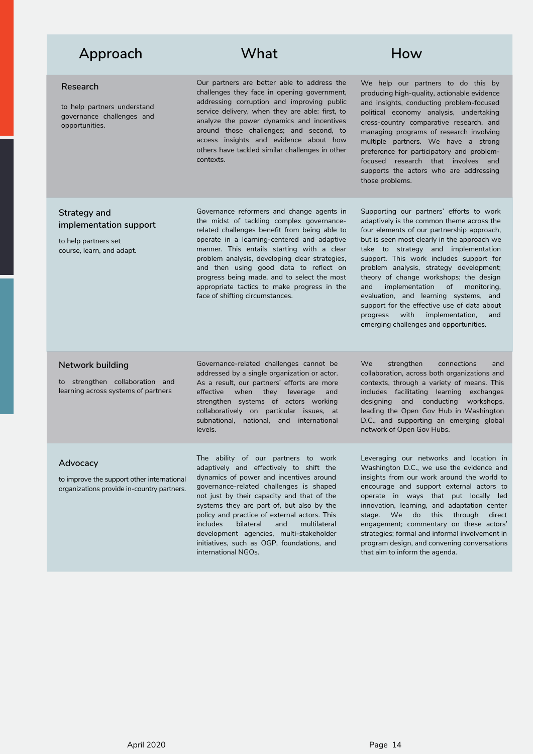| Approach | What | How |
|---|---|---|
| **Research**<br><br>to help partners understand governance challenges and opportunities. | Our partners are better able to address the challenges they face in opening government, addressing corruption and improving public service delivery, when they are able: first, to analyze the power dynamics and incentives around those challenges; and second, to access insights and evidence about how others have tackled similar challenges in other contexts. | We help our partners to do this by producing high-quality, actionable evidence and insights, conducting problem-focused political economy analysis, undertaking cross-country comparative research, and managing programs of research involving multiple partners. We have a strong preference for participatory and problem-focused research that involves and supports the actors who are addressing those problems. |
| **Strategy and implementation support**<br><br>to help partners set course, learn, and adapt. | Governance reformers and change agents in the midst of tackling complex governance-related challenges benefit from being able to operate in a learning-centered and adaptive manner. This entails starting with a clear problem analysis, developing clear strategies, and then using good data to reflect on progress being made, and to select the most appropriate tactics to make progress in the face of shifting circumstances. | Supporting our partners' efforts to work adaptively is the common theme across the four elements of our partnership approach, but is seen most clearly in the approach we take to strategy and implementation support. This work includes support for problem analysis, strategy development; theory of change workshops; the design and implementation of monitoring, evaluation, and learning systems, and support for the effective use of data about progress with implementation, and emerging challenges and opportunities. |
| **Network building**<br><br>to strengthen collaboration and learning across systems of partners | Governance-related challenges cannot be addressed by a single organization or actor. As a result, our partners' efforts are more effective when they leverage and strengthen systems of actors working collaboratively on particular issues, at subnational, national, and international levels. | We strengthen connections and collaboration, across both organizations and contexts, through a variety of means. This includes facilitating learning exchanges designing and conducting workshops, leading the Open Gov Hub in Washington D.C., and supporting an emerging global network of Open Gov Hubs. |
| **Advocacy**<br><br>to improve the support other international organizations provide in-country partners. | The ability of our partners to work adaptively and effectively to shift the dynamics of power and incentives around governance-related challenges is shaped not just by their capacity and that of the systems they are part of, but also by the policy and practice of external actors. This includes bilateral and multilateral development agencies, multi-stakeholder initiatives, such as OGP, foundations, and international NGOs. | Leveraging our networks and location in Washington D.C., we use the evidence and insights from our work around the world to encourage and support external actors to operate in ways that put locally led innovation, learning, and adaptation center stage. We do this through direct engagement; commentary on these actors' strategies; formal and informal involvement in program design, and convening conversations that aim to inform the agenda. |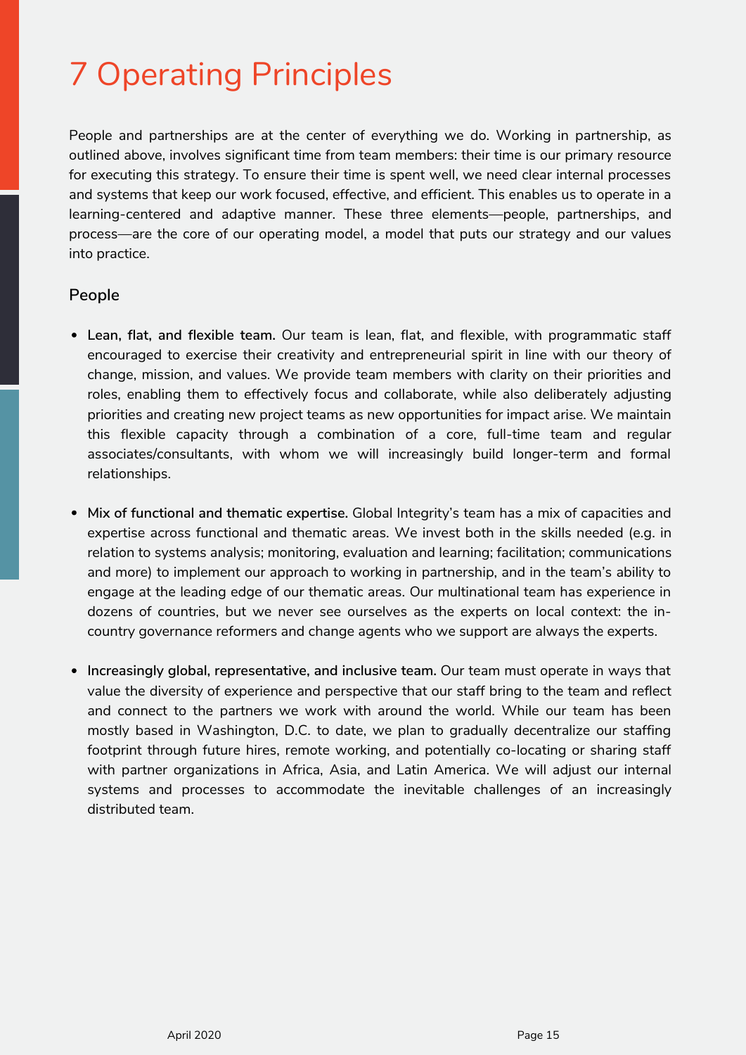# 7 Operating Principles

People and partnerships are at the center of everything we do. Working in partnership, as outlined above, involves significant time from team members: their time is our primary resource for executing this strategy. To ensure their time is spent well, we need clear internal processes and systems that keep our work focused, effective, and efficient. This enables us to operate in a learning-centered and adaptive manner. These three elements—people, partnerships, and process—are the core of our operating model, a model that puts our strategy and our values into practice.

### People

- **Lean, flat, and flexible team.** Our team is lean, flat, and flexible, with programmatic staff encouraged to exercise their creativity and entrepreneurial spirit in line with our theory of change, mission, and values. We provide team members with clarity on their priorities and roles, enabling them to effectively focus and collaborate, while also deliberately adjusting priorities and creating new project teams as new opportunities for impact arise. We maintain this flexible capacity through a combination of a core, full-time team and regular associates/consultants, with whom we will increasingly build longer-term and formal relationships.

- **Mix of functional and thematic expertise.** Global Integrity's team has a mix of capacities and expertise across functional and thematic areas. We invest both in the skills needed (e.g. in relation to systems analysis; monitoring, evaluation and learning; facilitation; communications and more) to implement our approach to working in partnership, and in the team's ability to engage at the leading edge of our thematic areas. Our multinational team has experience in dozens of countries, but we never see ourselves as the experts on local context: the in-country governance reformers and change agents who we support are always the experts.

- **Increasingly global, representative, and inclusive team.** Our team must operate in ways that value the diversity of experience and perspective that our staff bring to the team and reflect and connect to the partners we work with around the world. While our team has been mostly based in Washington, D.C. to date, we plan to gradually decentralize our staffing footprint through future hires, remote working, and potentially co-locating or sharing staff with partner organizations in Africa, Asia, and Latin America. We will adjust our internal systems and processes to accommodate the inevitable challenges of an increasingly distributed team.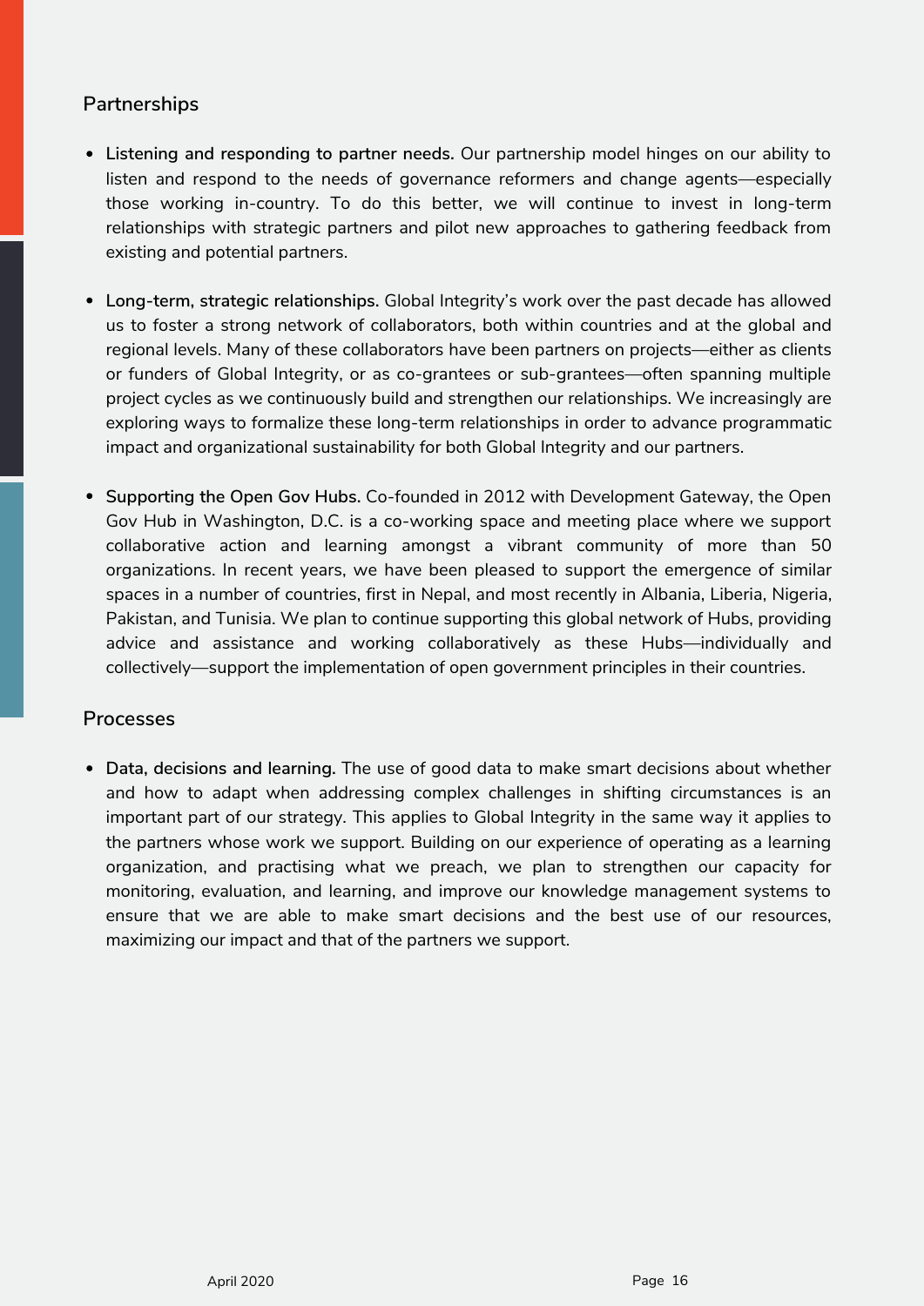## Partnerships

- **Listening and responding to partner needs.** Our partnership model hinges on our ability to listen and respond to the needs of governance reformers and change agents—especially those working in-country. To do this better, we will continue to invest in long-term relationships with strategic partners and pilot new approaches to gathering feedback from existing and potential partners.

- **Long-term, strategic relationships.** Global Integrity's work over the past decade has allowed us to foster a strong network of collaborators, both within countries and at the global and regional levels. Many of these collaborators have been partners on projects—either as clients or funders of Global Integrity, or as co-grantees or sub-grantees—often spanning multiple project cycles as we continuously build and strengthen our relationships. We increasingly are exploring ways to formalize these long-term relationships in order to advance programmatic impact and organizational sustainability for both Global Integrity and our partners.

- **Supporting the Open Gov Hubs.** Co-founded in 2012 with Development Gateway, the Open Gov Hub in Washington, D.C. is a co-working space and meeting place where we support collaborative action and learning amongst a vibrant community of more than 50 organizations. In recent years, we have been pleased to support the emergence of similar spaces in a number of countries, first in Nepal, and most recently in Albania, Liberia, Nigeria, Pakistan, and Tunisia. We plan to continue supporting this global network of Hubs, providing advice and assistance and working collaboratively as these Hubs—individually and collectively—support the implementation of open government principles in their countries.

## Processes

- **Data, decisions and learning.** The use of good data to make smart decisions about whether and how to adapt when addressing complex challenges in shifting circumstances is an important part of our strategy. This applies to Global Integrity in the same way it applies to the partners whose work we support. Building on our experience of operating as a learning organization, and practising what we preach, we plan to strengthen our capacity for monitoring, evaluation, and learning, and improve our knowledge management systems to ensure that we are able to make smart decisions and the best use of our resources, maximizing our impact and that of the partners we support.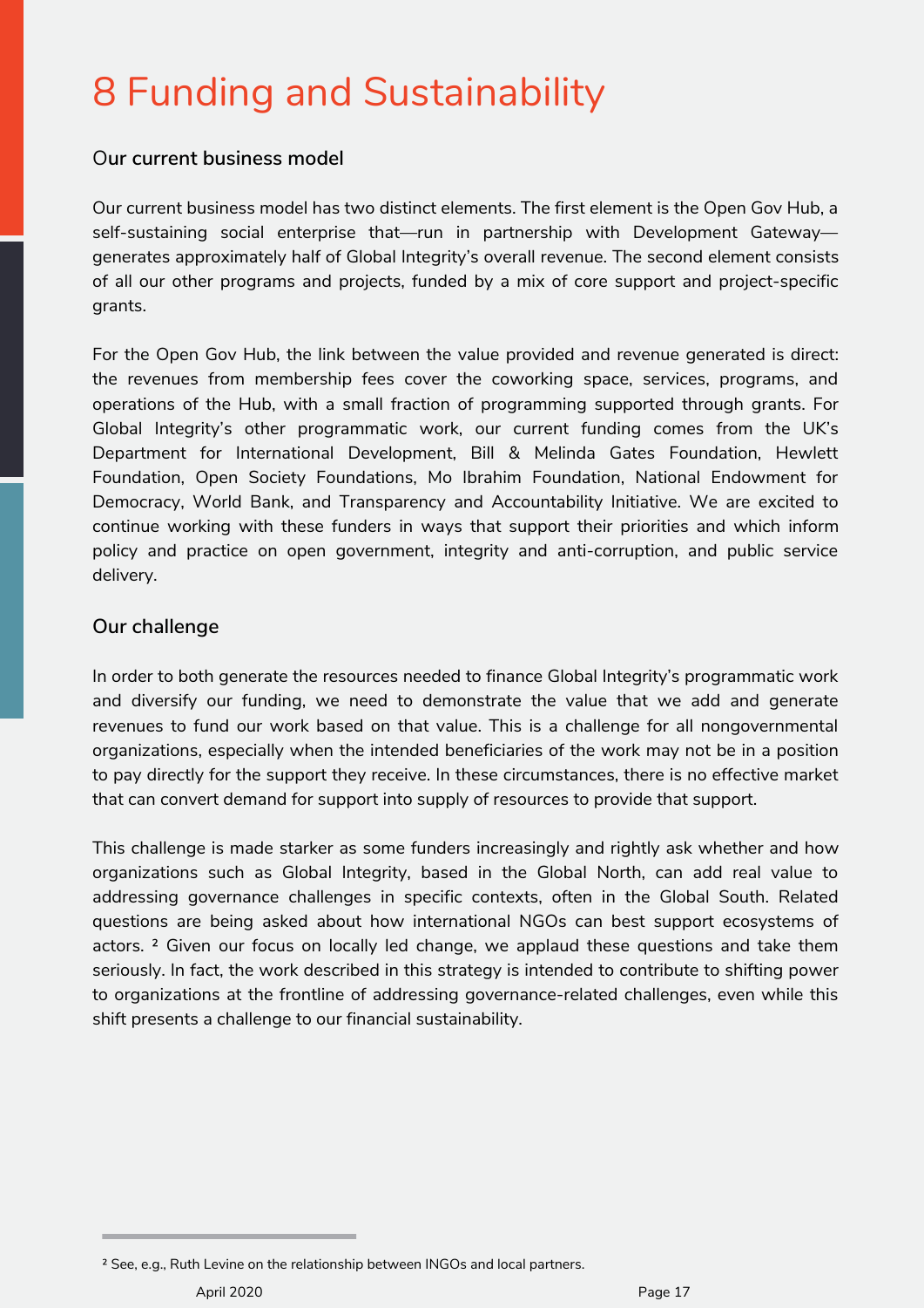# 8 Funding and Sustainability

### Our current business model

Our current business model has two distinct elements. The first element is the Open Gov Hub, a self-sustaining social enterprise that—run in partnership with Development Gateway—generates approximately half of Global Integrity's overall revenue. The second element consists of all our other programs and projects, funded by a mix of core support and project-specific grants.

For the Open Gov Hub, the link between the value provided and revenue generated is direct: the revenues from membership fees cover the coworking space, services, programs, and operations of the Hub, with a small fraction of programming supported through grants. For Global Integrity's other programmatic work, our current funding comes from the UK's Department for International Development, Bill & Melinda Gates Foundation, Hewlett Foundation, Open Society Foundations, Mo Ibrahim Foundation, National Endowment for Democracy, World Bank, and Transparency and Accountability Initiative. We are excited to continue working with these funders in ways that support their priorities and which inform policy and practice on open government, integrity and anti-corruption, and public service delivery.

### Our challenge

In order to both generate the resources needed to finance Global Integrity's programmatic work and diversify our funding, we need to demonstrate the value that we add and generate revenues to fund our work based on that value. This is a challenge for all nongovernmental organizations, especially when the intended beneficiaries of the work may not be in a position to pay directly for the support they receive. In these circumstances, there is no effective market that can convert demand for support into supply of resources to provide that support.

This challenge is made starker as some funders increasingly and rightly ask whether and how organizations such as Global Integrity, based in the Global North, can add real value to addressing governance challenges in specific contexts, often in the Global South. Related questions are being asked about how international NGOs can best support ecosystems of actors. [2] Given our focus on locally led change, we applaud these questions and take them seriously. In fact, the work described in this strategy is intended to contribute to shifting power to organizations at the frontline of addressing governance-related challenges, even while this shift presents a challenge to our financial sustainability.

---

[2] See, e.g., Ruth Levine on the relationship between INGOs and local partners.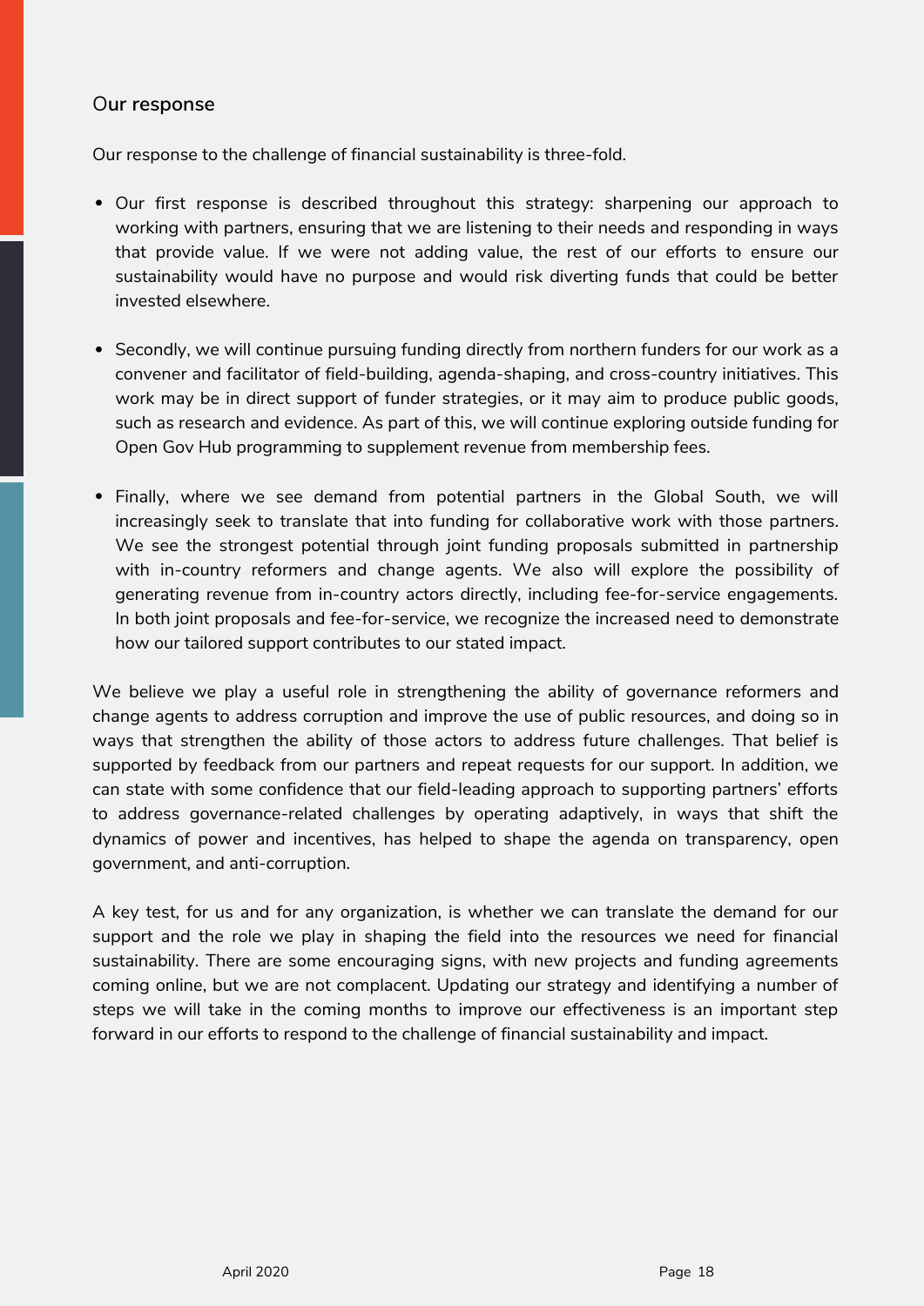## Our response

Our response to the challenge of financial sustainability is three-fold.

- Our first response is described throughout this strategy: sharpening our approach to working with partners, ensuring that we are listening to their needs and responding in ways that provide value. If we were not adding value, the rest of our efforts to ensure our sustainability would have no purpose and would risk diverting funds that could be better invested elsewhere.
- Secondly, we will continue pursuing funding directly from northern funders for our work as a convener and facilitator of field-building, agenda-shaping, and cross-country initiatives. This work may be in direct support of funder strategies, or it may aim to produce public goods, such as research and evidence. As part of this, we will continue exploring outside funding for Open Gov Hub programming to supplement revenue from membership fees.
- Finally, where we see demand from potential partners in the Global South, we will increasingly seek to translate that into funding for collaborative work with those partners. We see the strongest potential through joint funding proposals submitted in partnership with in-country reformers and change agents. We also will explore the possibility of generating revenue from in-country actors directly, including fee-for-service engagements. In both joint proposals and fee-for-service, we recognize the increased need to demonstrate how our tailored support contributes to our stated impact.

We believe we play a useful role in strengthening the ability of governance reformers and change agents to address corruption and improve the use of public resources, and doing so in ways that strengthen the ability of those actors to address future challenges. That belief is supported by feedback from our partners and repeat requests for our support. In addition, we can state with some confidence that our field-leading approach to supporting partners' efforts to address governance-related challenges by operating adaptively, in ways that shift the dynamics of power and incentives, has helped to shape the agenda on transparency, open government, and anti-corruption.

A key test, for us and for any organization, is whether we can translate the demand for our support and the role we play in shaping the field into the resources we need for financial sustainability. There are some encouraging signs, with new projects and funding agreements coming online, but we are not complacent. Updating our strategy and identifying a number of steps we will take in the coming months to improve our effectiveness is an important step forward in our efforts to respond to the challenge of financial sustainability and impact.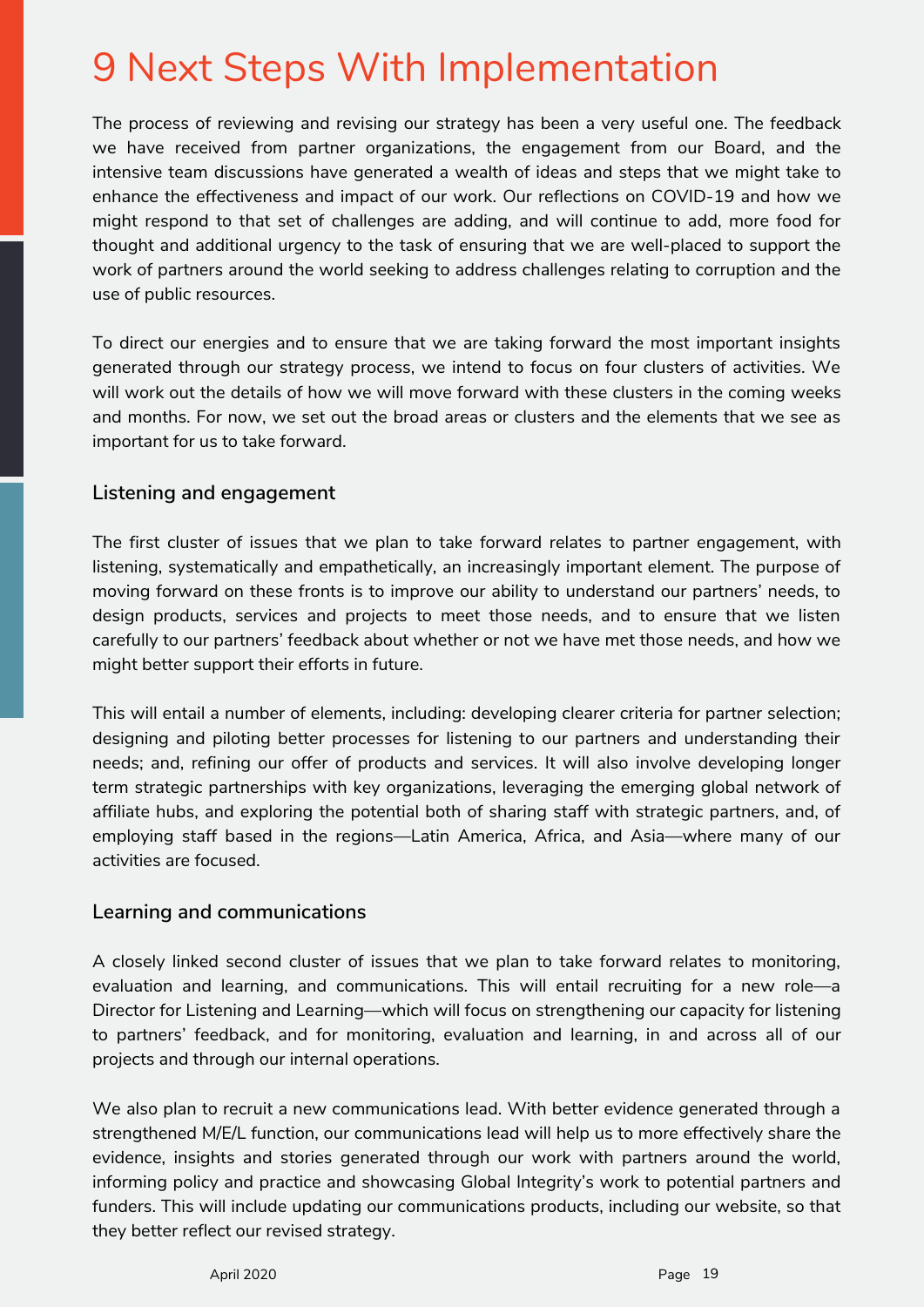# 9 Next Steps With Implementation

The process of reviewing and revising our strategy has been a very useful one. The feedback we have received from partner organizations, the engagement from our Board, and the intensive team discussions have generated a wealth of ideas and steps that we might take to enhance the effectiveness and impact of our work. Our reflections on COVID-19 and how we might respond to that set of challenges are adding, and will continue to add, more food for thought and additional urgency to the task of ensuring that we are well-placed to support the work of partners around the world seeking to address challenges relating to corruption and the use of public resources.

To direct our energies and to ensure that we are taking forward the most important insights generated through our strategy process, we intend to focus on four clusters of activities. We will work out the details of how we will move forward with these clusters in the coming weeks and months. For now, we set out the broad areas or clusters and the elements that we see as important for us to take forward.

### Listening and engagement

The first cluster of issues that we plan to take forward relates to partner engagement, with listening, systematically and empathetically, an increasingly important element. The purpose of moving forward on these fronts is to improve our ability to understand our partners' needs, to design products, services and projects to meet those needs, and to ensure that we listen carefully to our partners' feedback about whether or not we have met those needs, and how we might better support their efforts in future.

This will entail a number of elements, including: developing clearer criteria for partner selection; designing and piloting better processes for listening to our partners and understanding their needs; and, refining our offer of products and services. It will also involve developing longer term strategic partnerships with key organizations, leveraging the emerging global network of affiliate hubs, and exploring the potential both of sharing staff with strategic partners, and, of employing staff based in the regions—Latin America, Africa, and Asia—where many of our activities are focused.

### Learning and communications

A closely linked second cluster of issues that we plan to take forward relates to monitoring, evaluation and learning, and communications. This will entail recruiting for a new role—a Director for Listening and Learning—which will focus on strengthening our capacity for listening to partners' feedback, and for monitoring, evaluation and learning, in and across all of our projects and through our internal operations.

We also plan to recruit a new communications lead. With better evidence generated through a strengthened M/E/L function, our communications lead will help us to more effectively share the evidence, insights and stories generated through our work with partners around the world, informing policy and practice and showcasing Global Integrity's work to potential partners and funders. This will include updating our communications products, including our website, so that they better reflect our revised strategy.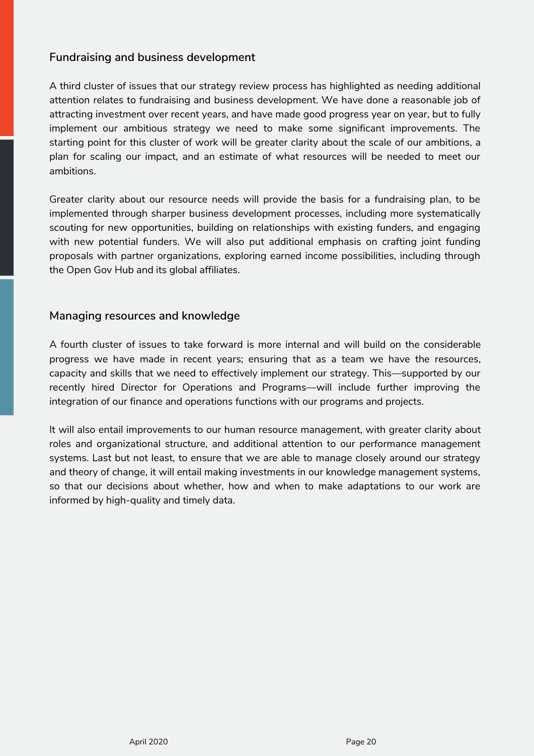## Fundraising and business development

A third cluster of issues that our strategy review process has highlighted as needing additional attention relates to fundraising and business development. We have done a reasonable job of attracting investment over recent years, and have made good progress year on year, but to fully implement our ambitious strategy we need to make some significant improvements. The starting point for this cluster of work will be greater clarity about the scale of our ambitions, a plan for scaling our impact, and an estimate of what resources will be needed to meet our ambitions.

Greater clarity about our resource needs will provide the basis for a fundraising plan, to be implemented through sharper business development processes, including more systematically scouting for new opportunities, building on relationships with existing funders, and engaging with new potential funders. We will also put additional emphasis on crafting joint funding proposals with partner organizations, exploring earned income possibilities, including through the Open Gov Hub and its global affiliates.

## Managing resources and knowledge

A fourth cluster of issues to take forward is more internal and will build on the considerable progress we have made in recent years; ensuring that as a team we have the resources, capacity and skills that we need to effectively implement our strategy. This—supported by our recently hired Director for Operations and Programs—will include further improving the integration of our finance and operations functions with our programs and projects.

It will also entail improvements to our human resource management, with greater clarity about roles and organizational structure, and additional attention to our performance management systems. Last but not least, to ensure that we are able to manage closely around our strategy and theory of change, it will entail making investments in our knowledge management systems, so that our decisions about whether, how and when to make adaptations to our work are informed by high-quality and timely data.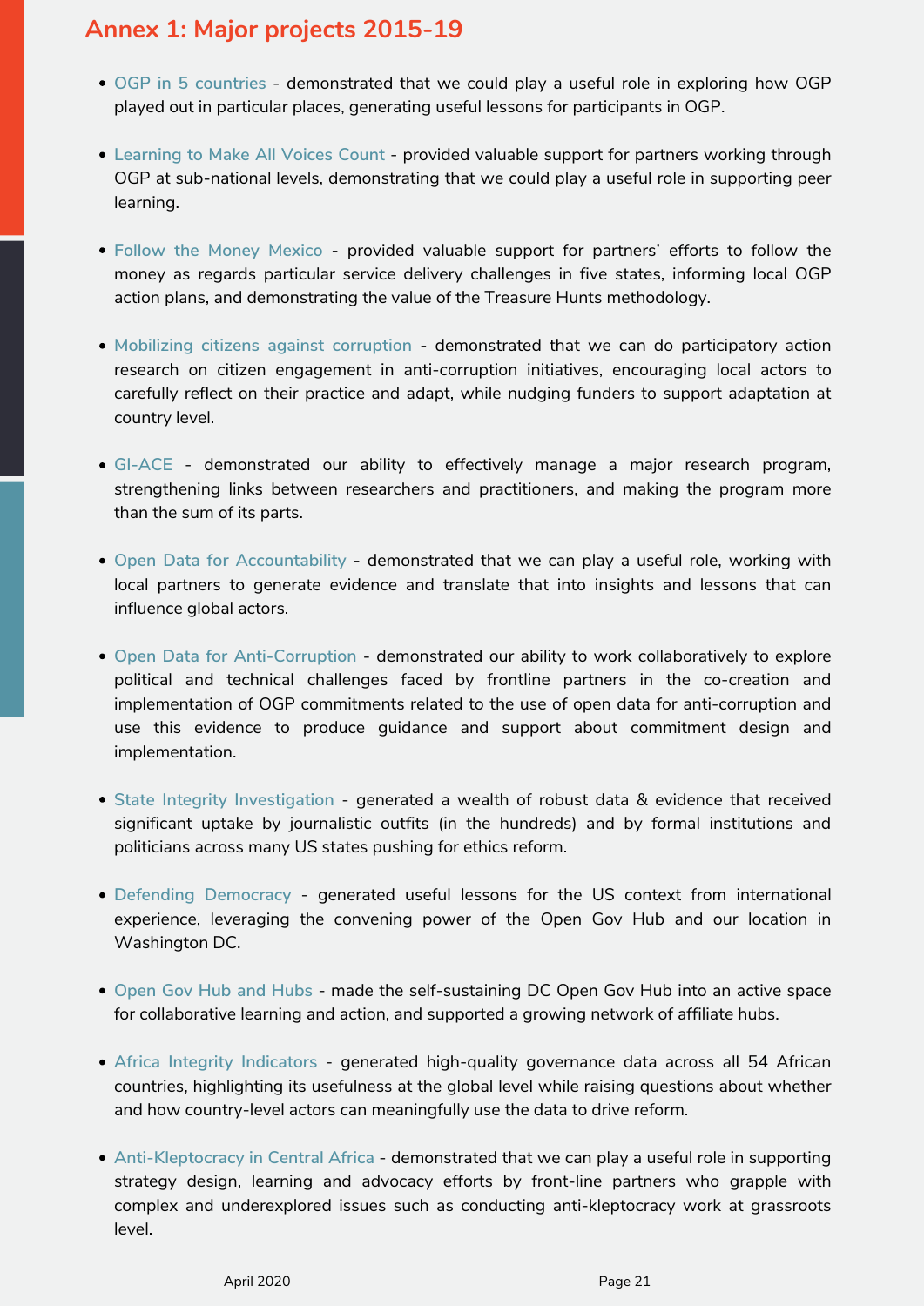## Annex 1: Major projects 2015-19

- OGP in 5 countries - demonstrated that we could play a useful role in exploring how OGP played out in particular places, generating useful lessons for participants in OGP.
- Learning to Make All Voices Count - provided valuable support for partners working through OGP at sub-national levels, demonstrating that we could play a useful role in supporting peer learning.
- Follow the Money Mexico - provided valuable support for partners' efforts to follow the money as regards particular service delivery challenges in five states, informing local OGP action plans, and demonstrating the value of the Treasure Hunts methodology.
- Mobilizing citizens against corruption - demonstrated that we can do participatory action research on citizen engagement in anti-corruption initiatives, encouraging local actors to carefully reflect on their practice and adapt, while nudging funders to support adaptation at country level.
- GI-ACE - demonstrated our ability to effectively manage a major research program, strengthening links between researchers and practitioners, and making the program more than the sum of its parts.
- Open Data for Accountability - demonstrated that we can play a useful role, working with local partners to generate evidence and translate that into insights and lessons that can influence global actors.
- Open Data for Anti-Corruption - demonstrated our ability to work collaboratively to explore political and technical challenges faced by frontline partners in the co-creation and implementation of OGP commitments related to the use of open data for anti-corruption and use this evidence to produce guidance and support about commitment design and implementation.
- State Integrity Investigation - generated a wealth of robust data & evidence that received significant uptake by journalistic outfits (in the hundreds) and by formal institutions and politicians across many US states pushing for ethics reform.
- Defending Democracy - generated useful lessons for the US context from international experience, leveraging the convening power of the Open Gov Hub and our location in Washington DC.
- Open Gov Hub and Hubs - made the self-sustaining DC Open Gov Hub into an active space for collaborative learning and action, and supported a growing network of affiliate hubs.
- Africa Integrity Indicators - generated high-quality governance data across all 54 African countries, highlighting its usefulness at the global level while raising questions about whether and how country-level actors can meaningfully use the data to drive reform.
- Anti-Kleptocracy in Central Africa - demonstrated that we can play a useful role in supporting strategy design, learning and advocacy efforts by front-line partners who grapple with complex and underexplored issues such as conducting anti-kleptocracy work at grassroots level.